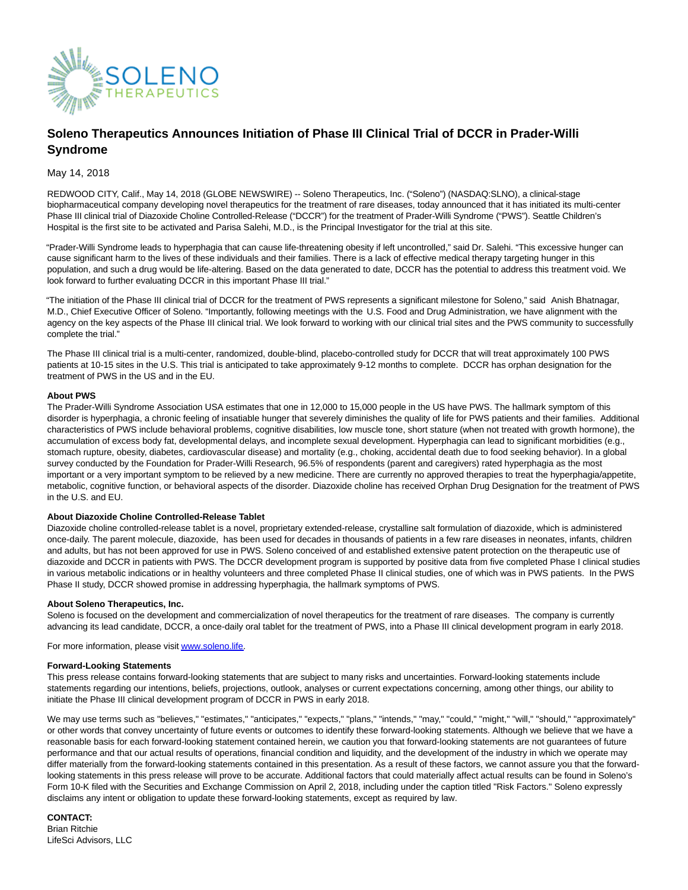SOLENO THERAPEUTICS

# Soleno Therapeutics Announces Initiation of Phase III Clinical Trial of DCCR in Prader-Willi Syndrome

May 14, 2018

REDWOOD CITY, Calif., May 14, 2018 (GLOBE NEWSWIRE) -- Soleno Therapeutics, Inc. ("Soleno") (NASDAQ:SLNO), a clinical-stage biopharmaceutical company developing novel therapeutics for the treatment of rare diseases, today announced that it has initiated its multi-center Phase III clinical trial of Diazoxide Choline Controlled-Release ("DCCR") for the treatment of Prader-Willi Syndrome ("PWS"). Seattle Children's Hospital is the first site to be activated and Parisa Salehi, M.D., is the Principal Investigator for the trial at this site.

"Prader-Willi Syndrome leads to hyperphagia that can cause life-threatening obesity if left uncontrolled," said Dr. Salehi. "This excessive hunger can cause significant harm to the lives of these individuals and their families. There is a lack of effective medical therapy targeting hunger in this population, and such a drug would be life-altering. Based on the data generated to date, DCCR has the potential to address this treatment void. We look forward to further evaluating DCCR in this important Phase III trial."

"The initiation of the Phase III clinical trial of DCCR for the treatment of PWS represents a significant milestone for Soleno," said Anish Bhatnagar, M.D., Chief Executive Officer of Soleno. "Importantly, following meetings with the U.S. Food and Drug Administration, we have alignment with the agency on the key aspects of the Phase III clinical trial. We look forward to working with our clinical trial sites and the PWS community to successfully complete the trial."

The Phase III clinical trial is a multi-center, randomized, double-blind, placebo-controlled study for DCCR that will treat approximately 100 PWS patients at 10-15 sites in the U.S. This trial is anticipated to take approximately 9-12 months to complete. DCCR has orphan designation for the treatment of PWS in the US and in the EU.

**About PWS**
The Prader-Willi Syndrome Association USA estimates that one in 12,000 to 15,000 people in the US have PWS. The hallmark symptom of this disorder is hyperphagia, a chronic feeling of insatiable hunger that severely diminishes the quality of life for PWS patients and their families. Additional characteristics of PWS include behavioral problems, cognitive disabilities, low muscle tone, short stature (when not treated with growth hormone), the accumulation of excess body fat, developmental delays, and incomplete sexual development. Hyperphagia can lead to significant morbidities (e.g., stomach rupture, obesity, diabetes, cardiovascular disease) and mortality (e.g., choking, accidental death due to food seeking behavior). In a global survey conducted by the Foundation for Prader-Willi Research, 96.5% of respondents (parent and caregivers) rated hyperphagia as the most important or a very important symptom to be relieved by a new medicine. There are currently no approved therapies to treat the hyperphagia/appetite, metabolic, cognitive function, or behavioral aspects of the disorder. Diazoxide choline has received Orphan Drug Designation for the treatment of PWS in the U.S. and EU.

**About Diazoxide Choline Controlled-Release Tablet**
Diazoxide choline controlled-release tablet is a novel, proprietary extended-release, crystalline salt formulation of diazoxide, which is administered once-daily. The parent molecule, diazoxide, has been used for decades in thousands of patients in a few rare diseases in neonates, infants, children and adults, but has not been approved for use in PWS. Soleno conceived of and established extensive patent protection on the therapeutic use of diazoxide and DCCR in patients with PWS. The DCCR development program is supported by positive data from five completed Phase I clinical studies in various metabolic indications or in healthy volunteers and three completed Phase II clinical studies, one of which was in PWS patients. In the PWS Phase II study, DCCR showed promise in addressing hyperphagia, the hallmark symptoms of PWS.

**About Soleno Therapeutics, Inc.**
Soleno is focused on the development and commercialization of novel therapeutics for the treatment of rare diseases. The company is currently advancing its lead candidate, DCCR, a once-daily oral tablet for the treatment of PWS, into a Phase III clinical development program in early 2018.

For more information, please visit www.soleno.life.

**Forward-Looking Statements**
This press release contains forward-looking statements that are subject to many risks and uncertainties. Forward-looking statements include statements regarding our intentions, beliefs, projections, outlook, analyses or current expectations concerning, among other things, our ability to initiate the Phase III clinical development program of DCCR in PWS in early 2018.

We may use terms such as "believes," "estimates," "anticipates," "expects," "plans," "intends," "may," "could," "might," "will," "should," "approximately" or other words that convey uncertainty of future events or outcomes to identify these forward-looking statements. Although we believe that we have a reasonable basis for each forward-looking statement contained herein, we caution you that forward-looking statements are not guarantees of future performance and that our actual results of operations, financial condition and liquidity, and the development of the industry in which we operate may differ materially from the forward-looking statements contained in this presentation. As a result of these factors, we cannot assure you that the forward-looking statements in this press release will prove to be accurate. Additional factors that could materially affect actual results can be found in Soleno's Form 10-K filed with the Securities and Exchange Commission on April 2, 2018, including under the caption titled "Risk Factors." Soleno expressly disclaims any intent or obligation to update these forward-looking statements, except as required by law.

**CONTACT:**
Brian Ritchie
LifeSci Advisors, LLC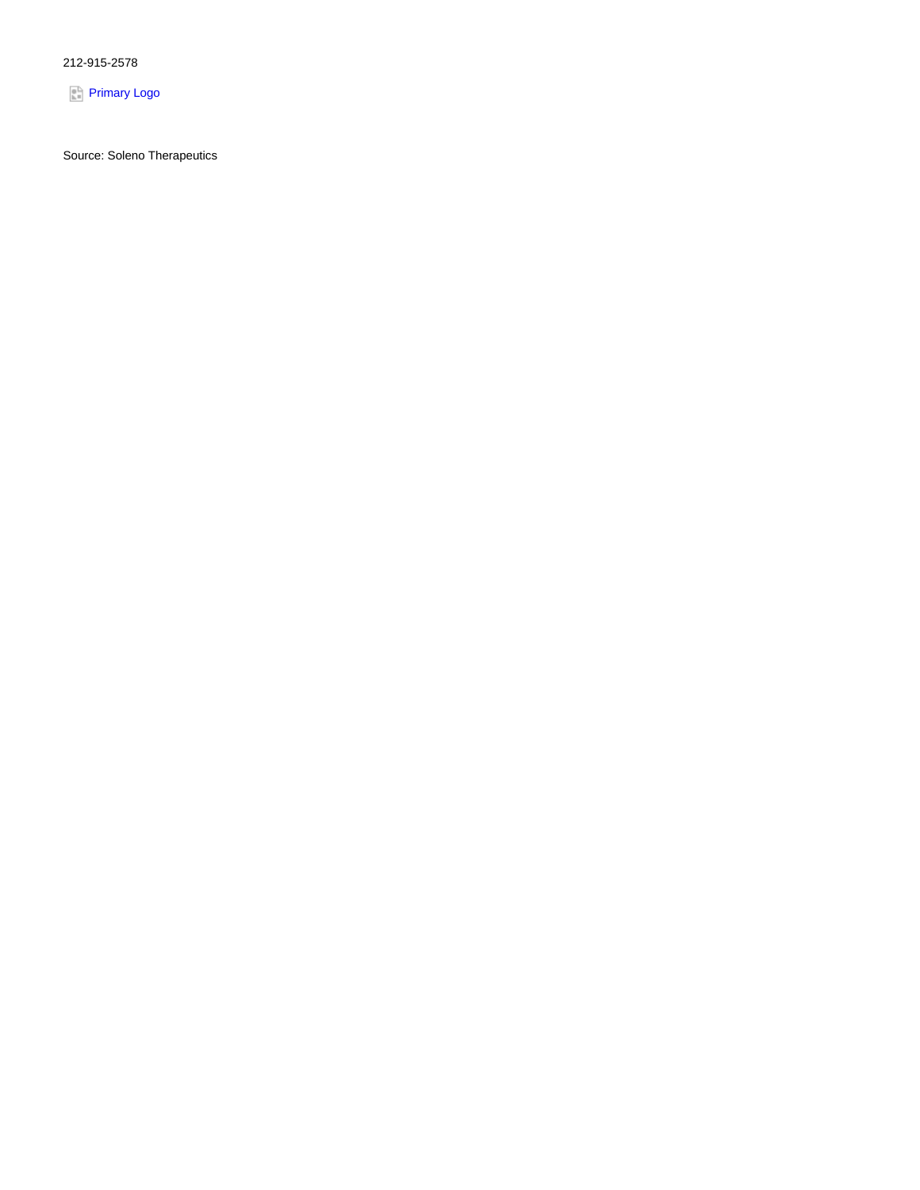212-915-2578

Primary Logo

Source: Soleno Therapeutics